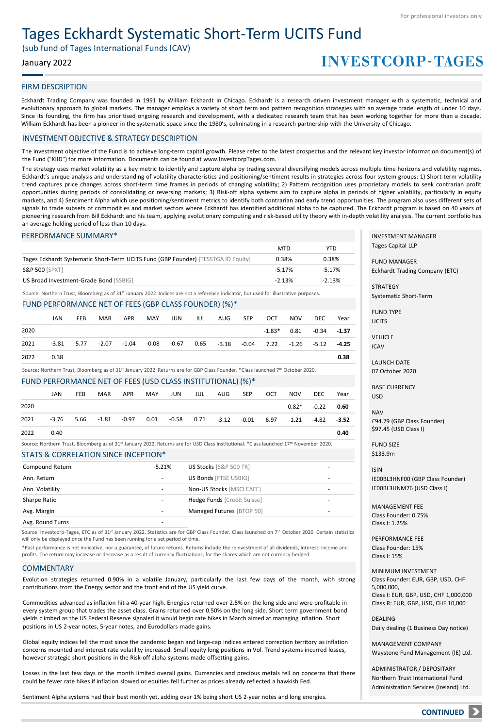For professional investors only

# Tages Eckhardt Systematic Short-Term UCITS Fund

(sub fund of Tages International Funds ICAV)

January 2022

INVESTCORP-TAGES

## FIRM DESCRIPTION

Eckhardt Trading Company was founded in 1991 by William Eckhardt in Chicago. Eckhardt is a research driven investment manager with a systematic, technical and evolutionary approach to global markets. The manager employs a variety of short term and pattern recognition strategies with an average trade length of under 10 days. Since its founding, the firm has prioritised ongoing research and development, with a dedicated research team that has been working together for more than a decade. William Eckhardt has been a pioneer in the systematic space since the 1980's, culminating in a research partnership with the University of Chicago.

## INVESTMENT OBJECTIVE & STRATEGY DESCRIPTION

The investment objective of the Fund is to achieve long-term capital growth. Please refer to the latest prospectus and the relevant key investor information document(s) of the Fund ("KIID") for more information. Documents can be found at www.InvestcorpTages.com.

The strategy uses market volatility as a key metric to identify and capture alpha by trading several diversifying models across multiple time horizons and volatility regimes. Eckhardt's unique analysis and understanding of volatility characteristics and positioning/sentiment results in strategies across four system groups: 1) Short-term volatility trend captures price changes across short-term time frames in periods of changing volatility; 2) Pattern recognition uses proprietary models to seek contrarian profit opportunities during periods of consolidating or reversing markets; 3) Risk-off alpha systems aim to capture alpha in periods of higher volatility, particularly in equity markets, and 4) Sentiment Alpha which use positioning/sentiment metrics to identify both contrarian and early trend opportunities. The program also uses different sets of signals to trade subsets of commodities and market sectors where Eckhardt has identified additional alpha to be captured. The Eckhardt program is based on 40 years of pioneering research from Bill Eckhardt and his team, applying evolutionary computing and risk-based utility theory with in-depth volatility analysis. The current portfolio has an average holding period of less than 10 days.

## PERFORMANCE SUMMARY*

| | MTD | YTD |
|---|---|---|
| Tages Eckhardt Systematic Short-Term UCITS Fund (GBP Founder) [TESSTGA ID Equity] | 0.38% | 0.38% |
| S&P 500 [SPXT] | -5.17% | -5.17% |
| US Broad Investment-Grade Bond [SSBIG] | -2.13% | -2.13% |

Source: Northern Trust, Bloomberg as of 31st January 2022. Indices are not a reference indicator, but used for illustrative purposes.

## FUND PERFORMANCE NET OF FEES (GBP CLASS FOUNDER) (%)*

| | JAN | FEB | MAR | APR | MAY | JUN | JUL | AUG | SEP | OCT | NOV | DEC | Year |
|---|---|---|---|---|---|---|---|---|---|---|---|---|---|
| 2020 | | | | | | | | | | -1.83* | 0.81 | -0.34 | **-1.37** |
| 2021 | -3.81 | 5.77 | -2.07 | -1.04 | -0.08 | -0.67 | 0.65 | -3.18 | -0.04 | 7.22 | -1.26 | -5.12 | **-4.25** |
| 2022 | 0.38 | | | | | | | | | | | | **0.38** |

Source: Northern Trust, Bloomberg as of 31st January 2022. Returns are for GBP Class Founder. *Class launched 7th October 2020.

## FUND PERFORMANCE NET OF FEES (USD CLASS INSTITUTIONAL) (%)*

| | JAN | FEB | MAR | APR | MAY | JUN | JUL | AUG | SEP | OCT | NOV | DEC | Year |
|---|---|---|---|---|---|---|---|---|---|---|---|---|---|
| 2020 | | | | | | | | | | | 0.82* | -0.22 | **0.60** |
| 2021 | -3.76 | 5.66 | -1.81 | -0.97 | 0.01 | -0.58 | 0.71 | -3.12 | -0.01 | 6.97 | -1.21 | -4.82 | **-3.52** |
| 2022 | 0.40 | | | | | | | | | | | | **0.40** |

Source: Northern Trust, Bloomberg as of 31st January 2022. Returns are for USD Class Institutional. *Class launched 17th November 2020.

## STATS & CORRELATION SINCE INCEPTION*

| | | | |
|---|---|---|---|
| Compound Return | -5.21% | US Stocks [S&P 500 TR] | - |
| Ann. Return | - | US Bonds [FTSE USBIG] | - |
| Ann. Volatility | - | Non-US Stocks [MSCI EAFE] | - |
| Sharpe Ratio | - | Hedge Funds [Credit Suisse] | - |
| Avg. Margin | - | Managed Futures [BTOP 50] | - |
| Avg. Round Turns | - | | |

Source: Investcorp-Tages, ETC as of 31st January 2022. Statistics are for GBP Class Founder. Class launched on 7th October 2020. Certain statistics will only be displayed once the Fund has been running for a set period of time.

*Past performance is not indicative, nor a guarantee, of future returns. Returns include the reinvestment of all dividends, interest, income and profits. The return may increase or decrease as a result of currency fluctuations, for the shares which are not currency-hedged.

## COMMENTARY

Evolution strategies returned 0.90% in a volatile January, particularly the last few days of the month, with strong contributions from the Energy sector and the front end of the US yield curve.

Commodities advanced as inflation hit a 40-year high. Energies returned over 2.5% on the long side and were profitable in every system group that trades the asset class. Grains returned over 0.50% on the long side. Short term government bond yields climbed as the US Federal Reserve signaled it would begin rate hikes in March aimed at managing inflation. Short positions in US 2-year notes, 5-year notes, and Eurodollars made gains.

Global equity indices fell the most since the pandemic began and large-cap indices entered correction territory as inflation concerns mounted and interest rate volatility increased. Small equity long positions in Vol. Trend systems incurred losses, however strategic short positions in the Risk-off alpha systems made offsetting gains.

Losses in the last few days of the month limited overall gains. Currencies and precious metals fell on concerns that there could be fewer rate hikes if inflation slowed or equities fell further as prices already reflected a hawkish Fed.

Sentiment Alpha systems had their best month yet, adding over 1% being short US 2-year notes and long energies.

INVESTMENT MANAGER
Tages Capital LLP

FUND MANAGER
Eckhardt Trading Company (ETC)

STRATEGY
Systematic Short-Term

FUND TYPE
UCITS

VEHICLE
ICAV

LAUNCH DATE
07 October 2020

BASE CURRENCY
USD

NAV
£94.79 (GBP Class Founder)
$97.45 (USD Class I)

FUND SIZE
$133.9m

ISIN
IE00BL3HNF00 (GBP Class Founder)
IE00BL3HNM76 (USD Class I)

MANAGEMENT FEE
Class Founder: 0.75%
Class I: 1.25%

PERFORMANCE FEE
Class Founder: 15%
Class I: 15%

MINIMUM INVESTMENT
Class Founder: EUR, GBP, USD, CHF 5,000,000,
Class I: EUR, GBP, USD, CHF 1,000,000
Class R: EUR, GBP, USD, CHF 10,000

DEALING
Daily dealing (1 Business Day notice)

MANAGEMENT COMPANY
Waystone Fund Management (IE) Ltd.

ADMINISTRATOR / DEPOSITARY
Northern Trust International Fund Administration Services (Ireland) Ltd.

CONTINUED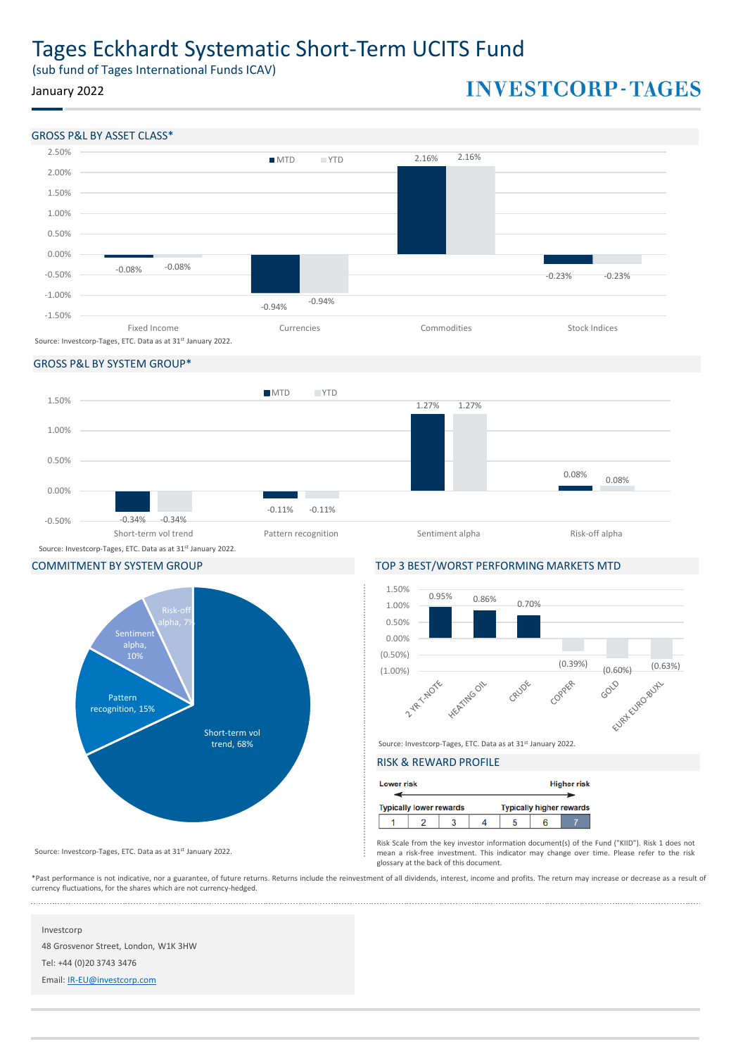# Tages Eckhardt Systematic Short-Term UCITS Fund

(sub fund of Tages International Funds ICAV)

January 2022

**INVESTCORP-TAGES**

## GROSS P&L BY ASSET CLASS*

| Asset Class | MTD | YTD |
|---|---|---|
| Fixed Income | -0.08% | -0.08% |
| Currencies | -0.94% | -0.94% |
| Commodities | 2.16% | 2.16% |
| Stock Indices | -0.23% | -0.23% |

Source: Investcorp-Tages, ETC. Data as at 31st January 2022.

## GROSS P&L BY SYSTEM GROUP*

| System Group | MTD | YTD |
|---|---|---|
| Short-term vol trend | -0.34% | -0.34% |
| Pattern recognition | -0.11% | -0.11% |
| Sentiment alpha | 1.27% | 1.27% |
| Risk-off alpha | 0.08% | 0.08% |

Source: Investcorp-Tages, ETC. Data as at 31st January 2022.

## COMMITMENT BY SYSTEM GROUP

| System Group | Commitment |
|---|---|
| Short-term vol trend | 68% |
| Pattern recognition | 15% |
| Sentiment alpha | 10% |
| Risk-off alpha | 7% |

Source: Investcorp-Tages, ETC. Data as at 31st January 2022.

## TOP 3 BEST/WORST PERFORMING MARKETS MTD

| Market | MTD |
|---|---|
| 2 YR T-NOTE | 0.95% |
| HEATING OIL | 0.86% |
| CRUDE | 0.70% |
| COPPER | (0.39%) |
| GOLD | (0.60%) |
| EURX EURO-BUXL | (0.63%) |

Source: Investcorp-Tages, ETC. Data as at 31st January 2022.

## RISK & REWARD PROFILE

Lower risk ← → Higher risk

Typically lower rewards — Typically higher rewards

| 1 | 2 | 3 | 4 | 5 | 6 | **7** |
|---|---|---|---|---|---|---|

Risk Scale from the key investor information document(s) of the Fund ("KIID"). Risk 1 does not mean a risk-free investment. This indicator may change over time. Please refer to the risk glossary at the back of this document.

*Past performance is not indicative, nor a guarantee, of future returns. Returns include the reinvestment of all dividends, interest, income and profits. The return may increase or decrease as a result of currency fluctuations, for the shares which are not currency-hedged.

Investcorp

48 Grosvenor Street, London, W1K 3HW

Tel: +44 (0)20 3743 3476

Email: IR-EU@investcorp.com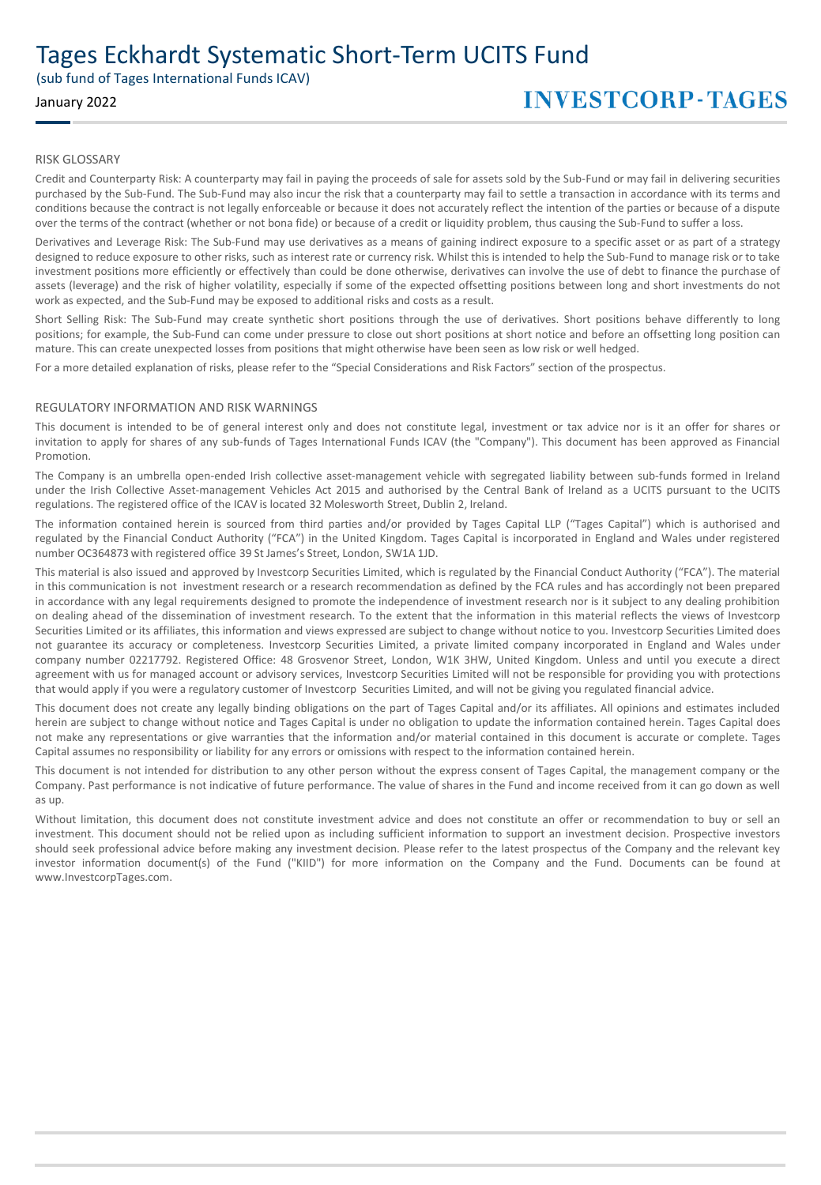# Tages Eckhardt Systematic Short-Term UCITS Fund

(sub fund of Tages International Funds ICAV)

January 2022

INVESTCORP-TAGES

## RISK GLOSSARY

Credit and Counterparty Risk: A counterparty may fail in paying the proceeds of sale for assets sold by the Sub-Fund or may fail in delivering securities purchased by the Sub-Fund. The Sub-Fund may also incur the risk that a counterparty may fail to settle a transaction in accordance with its terms and conditions because the contract is not legally enforceable or because it does not accurately reflect the intention of the parties or because of a dispute over the terms of the contract (whether or not bona fide) or because of a credit or liquidity problem, thus causing the Sub-Fund to suffer a loss.

Derivatives and Leverage Risk: The Sub-Fund may use derivatives as a means of gaining indirect exposure to a specific asset or as part of a strategy designed to reduce exposure to other risks, such as interest rate or currency risk. Whilst this is intended to help the Sub-Fund to manage risk or to take investment positions more efficiently or effectively than could be done otherwise, derivatives can involve the use of debt to finance the purchase of assets (leverage) and the risk of higher volatility, especially if some of the expected offsetting positions between long and short investments do not work as expected, and the Sub-Fund may be exposed to additional risks and costs as a result.

Short Selling Risk: The Sub-Fund may create synthetic short positions through the use of derivatives. Short positions behave differently to long positions; for example, the Sub-Fund can come under pressure to close out short positions at short notice and before an offsetting long position can mature. This can create unexpected losses from positions that might otherwise have been seen as low risk or well hedged.

For a more detailed explanation of risks, please refer to the "Special Considerations and Risk Factors" section of the prospectus.

## REGULATORY INFORMATION AND RISK WARNINGS

This document is intended to be of general interest only and does not constitute legal, investment or tax advice nor is it an offer for shares or invitation to apply for shares of any sub-funds of Tages International Funds ICAV (the "Company"). This document has been approved as Financial Promotion.

The Company is an umbrella open-ended Irish collective asset-management vehicle with segregated liability between sub-funds formed in Ireland under the Irish Collective Asset-management Vehicles Act 2015 and authorised by the Central Bank of Ireland as a UCITS pursuant to the UCITS regulations. The registered office of the ICAV is located 32 Molesworth Street, Dublin 2, Ireland.

The information contained herein is sourced from third parties and/or provided by Tages Capital LLP ("Tages Capital") which is authorised and regulated by the Financial Conduct Authority ("FCA") in the United Kingdom. Tages Capital is incorporated in England and Wales under registered number OC364873 with registered office 39 St James's Street, London, SW1A 1JD.

This material is also issued and approved by Investcorp Securities Limited, which is regulated by the Financial Conduct Authority ("FCA"). The material in this communication is not investment research or a research recommendation as defined by the FCA rules and has accordingly not been prepared in accordance with any legal requirements designed to promote the independence of investment research nor is it subject to any dealing prohibition on dealing ahead of the dissemination of investment research. To the extent that the information in this material reflects the views of Investcorp Securities Limited or its affiliates, this information and views expressed are subject to change without notice to you. Investcorp Securities Limited does not guarantee its accuracy or completeness. Investcorp Securities Limited, a private limited company incorporated in England and Wales under company number 02217792. Registered Office: 48 Grosvenor Street, London, W1K 3HW, United Kingdom. Unless and until you execute a direct agreement with us for managed account or advisory services, Investcorp Securities Limited will not be responsible for providing you with protections that would apply if you were a regulatory customer of Investcorp Securities Limited, and will not be giving you regulated financial advice.

This document does not create any legally binding obligations on the part of Tages Capital and/or its affiliates. All opinions and estimates included herein are subject to change without notice and Tages Capital is under no obligation to update the information contained herein. Tages Capital does not make any representations or give warranties that the information and/or material contained in this document is accurate or complete. Tages Capital assumes no responsibility or liability for any errors or omissions with respect to the information contained herein.

This document is not intended for distribution to any other person without the express consent of Tages Capital, the management company or the Company. Past performance is not indicative of future performance. The value of shares in the Fund and income received from it can go down as well as up.

Without limitation, this document does not constitute investment advice and does not constitute an offer or recommendation to buy or sell an investment. This document should not be relied upon as including sufficient information to support an investment decision. Prospective investors should seek professional advice before making any investment decision. Please refer to the latest prospectus of the Company and the relevant key investor information document(s) of the Fund ("KIID") for more information on the Company and the Fund. Documents can be found at www.InvestcorpTages.com.